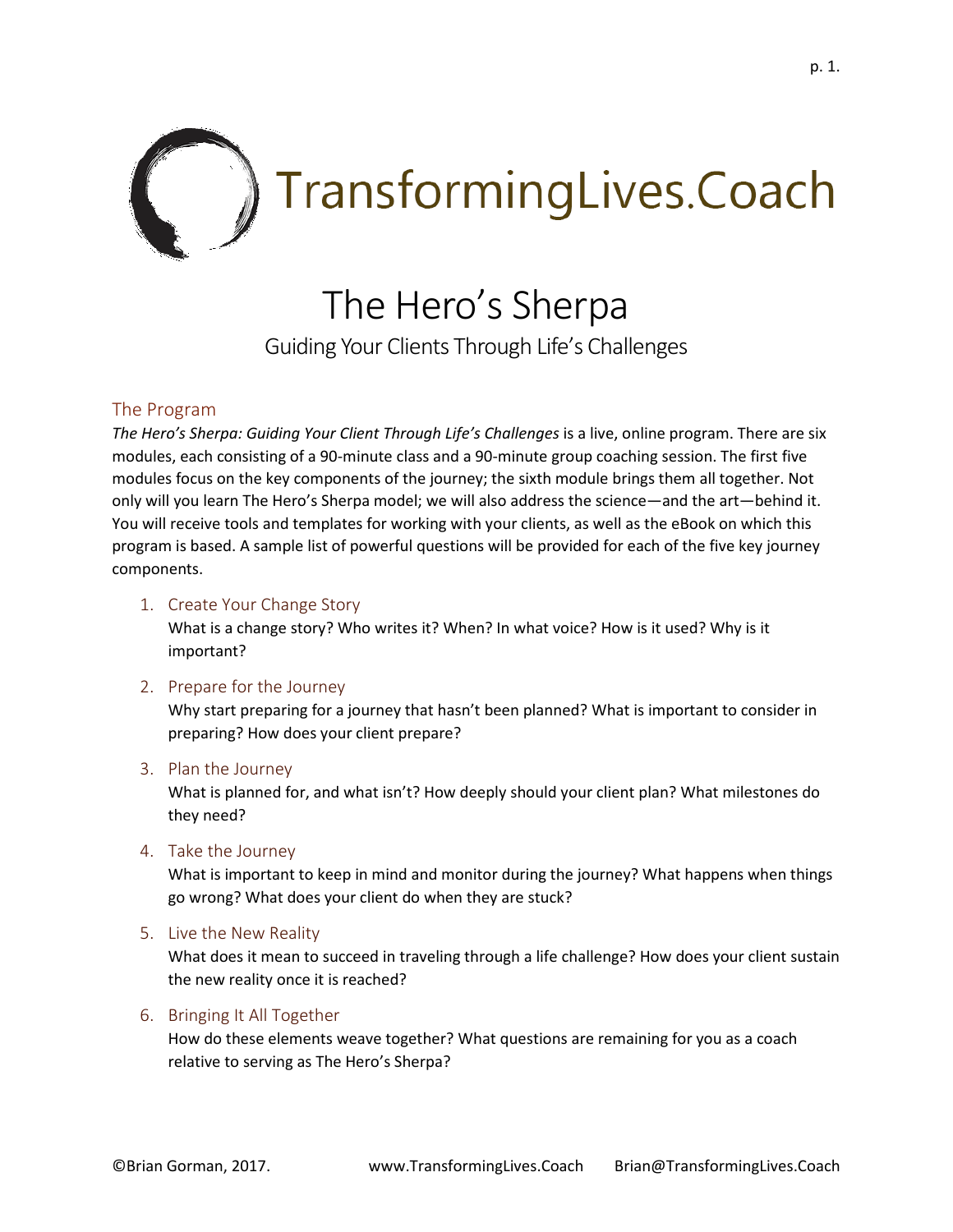# TransformingLives.Coach

## The Hero's Sherpa

Guiding Your Clients Through Life's Challenges

### The Program

*The Hero's Sherpa: Guiding Your Client Through Life's Challenges* is a live, online program. There are six modules, each consisting of a 90-minute class and a 90-minute group coaching session. The first five modules focus on the key components of the journey; the sixth module brings them all together. Not only will you learn The Hero's Sherpa model; we will also address the science—and the art—behind it. You will receive tools and templates for working with your clients, as well as the eBook on which this program is based. A sample list of powerful questions will be provided for each of the five key journey components.

1. Create Your Change Story
   What is a change story? Who writes it? When? In what voice? How is it used? Why is it important?

2. Prepare for the Journey
   Why start preparing for a journey that hasn't been planned? What is important to consider in preparing? How does your client prepare?

3. Plan the Journey
   What is planned for, and what isn't? How deeply should your client plan? What milestones do they need?

4. Take the Journey
   What is important to keep in mind and monitor during the journey? What happens when things go wrong? What does your client do when they are stuck?

5. Live the New Reality
   What does it mean to succeed in traveling through a life challenge? How does your client sustain the new reality once it is reached?

6. Bringing It All Together
   How do these elements weave together? What questions are remaining for you as a coach relative to serving as The Hero's Sherpa?

©Brian Gorman, 2017. www.TransformingLives.Coach Brian@TransformingLives.Coach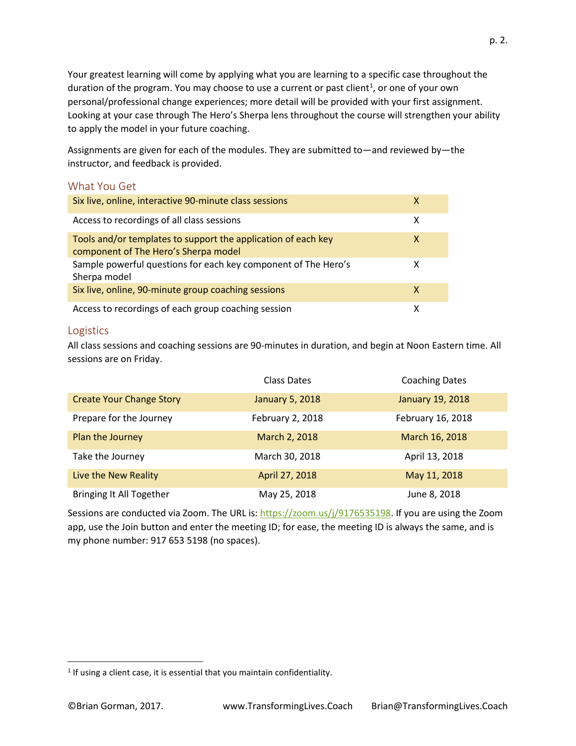Your greatest learning will come by applying what you are learning to a specific case throughout the duration of the program. You may choose to use a current or past client[1], or one of your own personal/professional change experiences; more detail will be provided with your first assignment. Looking at your case through The Hero's Sherpa lens throughout the course will strengthen your ability to apply the model in your future coaching.

Assignments are given for each of the modules. They are submitted to—and reviewed by—the instructor, and feedback is provided.

## What You Get

| | |
|---|---|
| Six live, online, interactive 90-minute class sessions | X |
| Access to recordings of all class sessions | X |
| Tools and/or templates to support the application of each key component of The Hero's Sherpa model | X |
| Sample powerful questions for each key component of The Hero's Sherpa model | X |
| Six live, online, 90-minute group coaching sessions | X |
| Access to recordings of each group coaching session | X |

## Logistics

All class sessions and coaching sessions are 90-minutes in duration, and begin at Noon Eastern time. All sessions are on Friday.

| | Class Dates | Coaching Dates |
|---|---|---|
| Create Your Change Story | January 5, 2018 | January 19, 2018 |
| Prepare for the Journey | February 2, 2018 | February 16, 2018 |
| Plan the Journey | March 2, 2018 | March 16, 2018 |
| Take the Journey | March 30, 2018 | April 13, 2018 |
| Live the New Reality | April 27, 2018 | May 11, 2018 |
| Bringing It All Together | May 25, 2018 | June 8, 2018 |

Sessions are conducted via Zoom. The URL is: https://zoom.us/j/9176535198. If you are using the Zoom app, use the Join button and enter the meeting ID; for ease, the meeting ID is always the same, and is my phone number: 917 653 5198 (no spaces).

[1] If using a client case, it is essential that you maintain confidentiality.

©Brian Gorman, 2017. www.TransformingLives.Coach Brian@TransformingLives.Coach